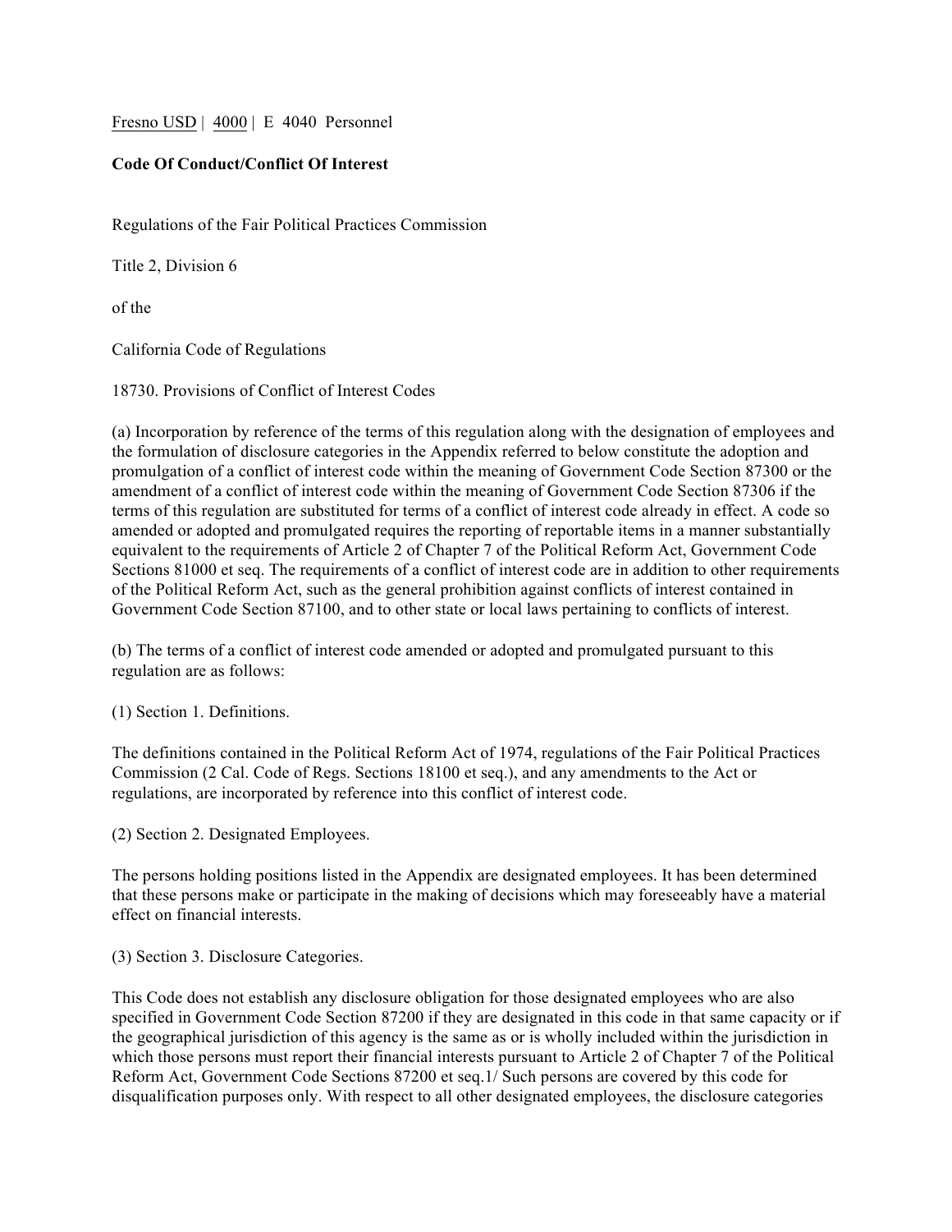Fresno USD | 4000 | E 4040 Personnel

**Code Of Conduct/Conflict Of Interest**

Regulations of the Fair Political Practices Commission

Title 2, Division 6

of the

California Code of Regulations

18730. Provisions of Conflict of Interest Codes

(a) Incorporation by reference of the terms of this regulation along with the designation of employees and the formulation of disclosure categories in the Appendix referred to below constitute the adoption and promulgation of a conflict of interest code within the meaning of Government Code Section 87300 or the amendment of a conflict of interest code within the meaning of Government Code Section 87306 if the terms of this regulation are substituted for terms of a conflict of interest code already in effect. A code so amended or adopted and promulgated requires the reporting of reportable items in a manner substantially equivalent to the requirements of Article 2 of Chapter 7 of the Political Reform Act, Government Code Sections 81000 et seq. The requirements of a conflict of interest code are in addition to other requirements of the Political Reform Act, such as the general prohibition against conflicts of interest contained in Government Code Section 87100, and to other state or local laws pertaining to conflicts of interest.

(b) The terms of a conflict of interest code amended or adopted and promulgated pursuant to this regulation are as follows:

(1) Section 1. Definitions.

The definitions contained in the Political Reform Act of 1974, regulations of the Fair Political Practices Commission (2 Cal. Code of Regs. Sections 18100 et seq.), and any amendments to the Act or regulations, are incorporated by reference into this conflict of interest code.

(2) Section 2. Designated Employees.

The persons holding positions listed in the Appendix are designated employees. It has been determined that these persons make or participate in the making of decisions which may foreseeably have a material effect on financial interests.

(3) Section 3. Disclosure Categories.

This Code does not establish any disclosure obligation for those designated employees who are also specified in Government Code Section 87200 if they are designated in this code in that same capacity or if the geographical jurisdiction of this agency is the same as or is wholly included within the jurisdiction in which those persons must report their financial interests pursuant to Article 2 of Chapter 7 of the Political Reform Act, Government Code Sections 87200 et seq.1/ Such persons are covered by this code for disqualification purposes only. With respect to all other designated employees, the disclosure categories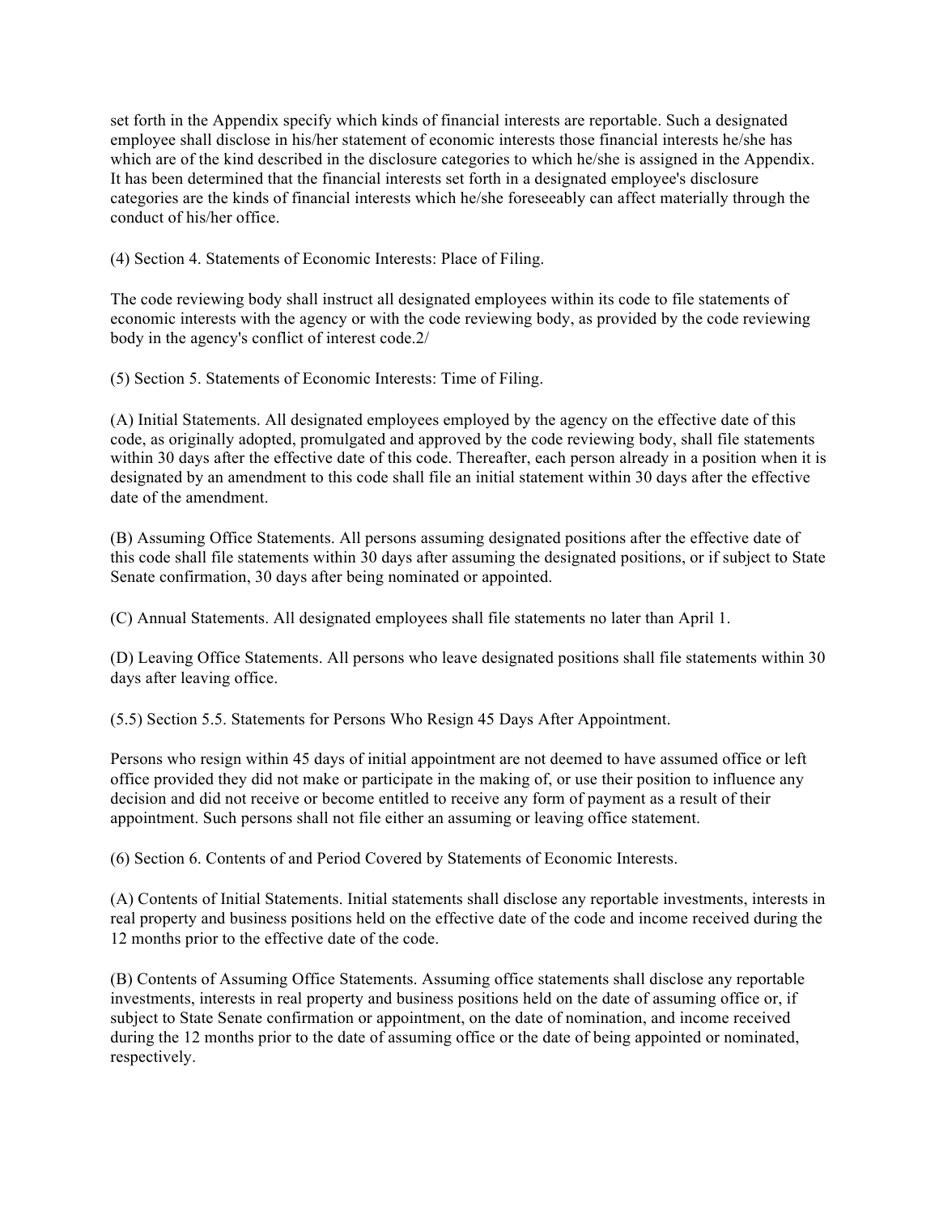set forth in the Appendix specify which kinds of financial interests are reportable. Such a designated employee shall disclose in his/her statement of economic interests those financial interests he/she has which are of the kind described in the disclosure categories to which he/she is assigned in the Appendix. It has been determined that the financial interests set forth in a designated employee's disclosure categories are the kinds of financial interests which he/she foreseeably can affect materially through the conduct of his/her office.

(4) Section 4. Statements of Economic Interests: Place of Filing.

The code reviewing body shall instruct all designated employees within its code to file statements of economic interests with the agency or with the code reviewing body, as provided by the code reviewing body in the agency's conflict of interest code.2/

(5) Section 5. Statements of Economic Interests: Time of Filing.

(A) Initial Statements. All designated employees employed by the agency on the effective date of this code, as originally adopted, promulgated and approved by the code reviewing body, shall file statements within 30 days after the effective date of this code. Thereafter, each person already in a position when it is designated by an amendment to this code shall file an initial statement within 30 days after the effective date of the amendment.

(B) Assuming Office Statements. All persons assuming designated positions after the effective date of this code shall file statements within 30 days after assuming the designated positions, or if subject to State Senate confirmation, 30 days after being nominated or appointed.

(C) Annual Statements. All designated employees shall file statements no later than April 1.

(D) Leaving Office Statements. All persons who leave designated positions shall file statements within 30 days after leaving office.

(5.5) Section 5.5. Statements for Persons Who Resign 45 Days After Appointment.

Persons who resign within 45 days of initial appointment are not deemed to have assumed office or left office provided they did not make or participate in the making of, or use their position to influence any decision and did not receive or become entitled to receive any form of payment as a result of their appointment. Such persons shall not file either an assuming or leaving office statement.

(6) Section 6. Contents of and Period Covered by Statements of Economic Interests.

(A) Contents of Initial Statements. Initial statements shall disclose any reportable investments, interests in real property and business positions held on the effective date of the code and income received during the 12 months prior to the effective date of the code.

(B) Contents of Assuming Office Statements. Assuming office statements shall disclose any reportable investments, interests in real property and business positions held on the date of assuming office or, if subject to State Senate confirmation or appointment, on the date of nomination, and income received during the 12 months prior to the date of assuming office or the date of being appointed or nominated, respectively.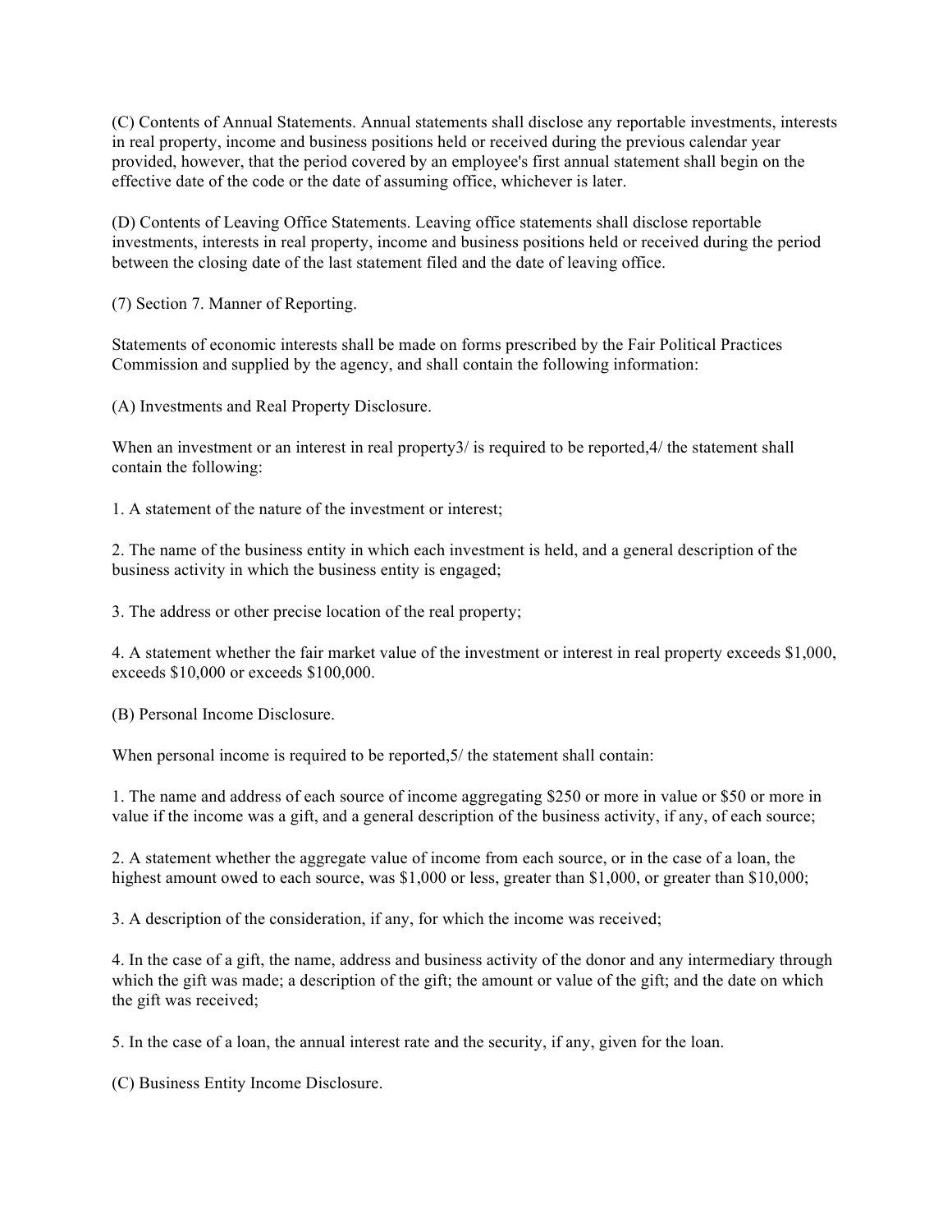(C) Contents of Annual Statements. Annual statements shall disclose any reportable investments, interests in real property, income and business positions held or received during the previous calendar year provided, however, that the period covered by an employee's first annual statement shall begin on the effective date of the code or the date of assuming office, whichever is later.

(D) Contents of Leaving Office Statements. Leaving office statements shall disclose reportable investments, interests in real property, income and business positions held or received during the period between the closing date of the last statement filed and the date of leaving office.

(7) Section 7. Manner of Reporting.

Statements of economic interests shall be made on forms prescribed by the Fair Political Practices Commission and supplied by the agency, and shall contain the following information:

(A) Investments and Real Property Disclosure.

When an investment or an interest in real property3/ is required to be reported,4/ the statement shall contain the following:

1. A statement of the nature of the investment or interest;

2. The name of the business entity in which each investment is held, and a general description of the business activity in which the business entity is engaged;

3. The address or other precise location of the real property;

4. A statement whether the fair market value of the investment or interest in real property exceeds $1,000, exceeds $10,000 or exceeds $100,000.

(B) Personal Income Disclosure.

When personal income is required to be reported,5/ the statement shall contain:

1. The name and address of each source of income aggregating $250 or more in value or $50 or more in value if the income was a gift, and a general description of the business activity, if any, of each source;

2. A statement whether the aggregate value of income from each source, or in the case of a loan, the highest amount owed to each source, was $1,000 or less, greater than $1,000, or greater than $10,000;

3. A description of the consideration, if any, for which the income was received;

4. In the case of a gift, the name, address and business activity of the donor and any intermediary through which the gift was made; a description of the gift; the amount or value of the gift; and the date on which the gift was received;

5. In the case of a loan, the annual interest rate and the security, if any, given for the loan.

(C) Business Entity Income Disclosure.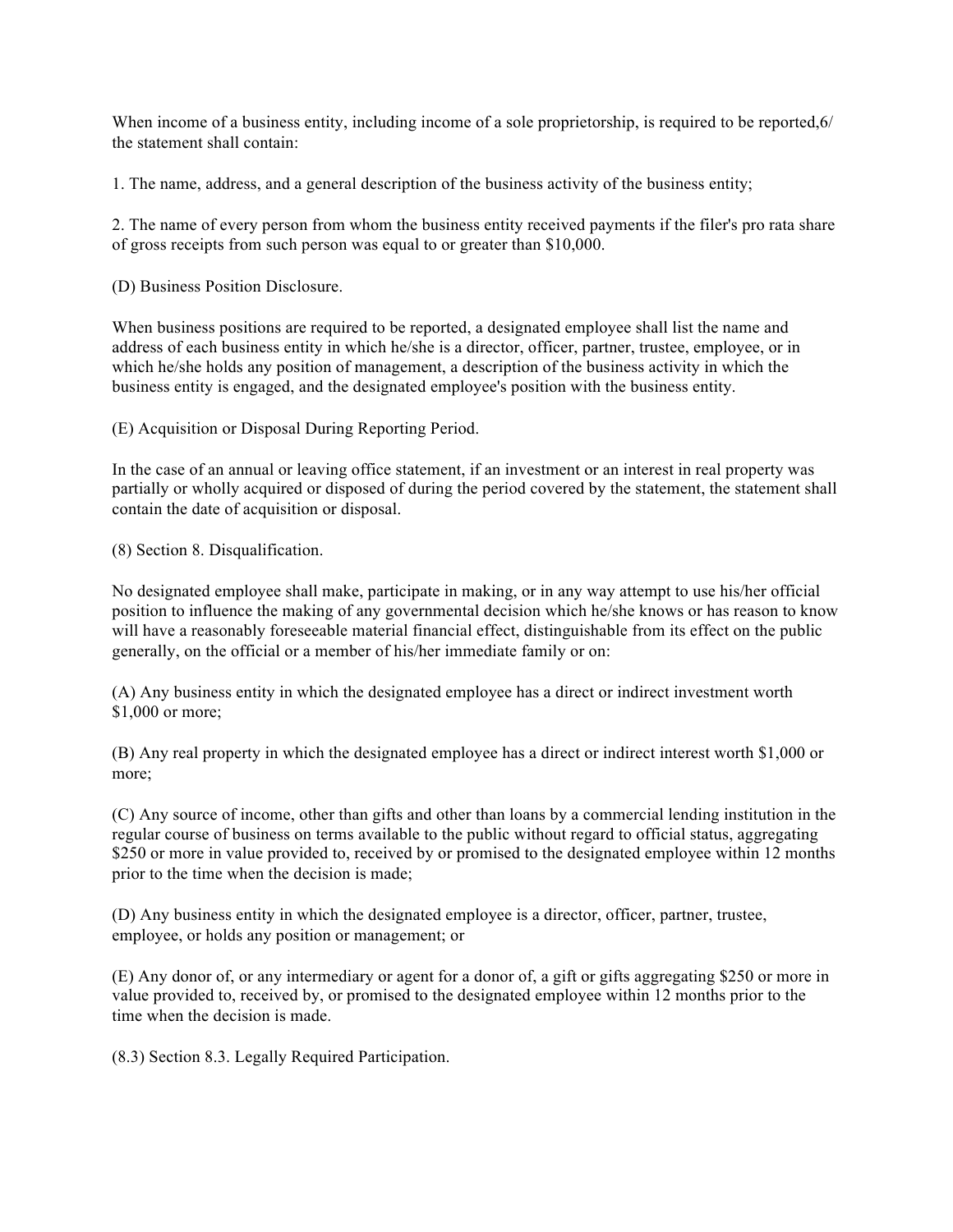When income of a business entity, including income of a sole proprietorship, is required to be reported,6/ the statement shall contain:

1. The name, address, and a general description of the business activity of the business entity;

2. The name of every person from whom the business entity received payments if the filer's pro rata share of gross receipts from such person was equal to or greater than $10,000.

(D) Business Position Disclosure.

When business positions are required to be reported, a designated employee shall list the name and address of each business entity in which he/she is a director, officer, partner, trustee, employee, or in which he/she holds any position of management, a description of the business activity in which the business entity is engaged, and the designated employee's position with the business entity.

(E) Acquisition or Disposal During Reporting Period.

In the case of an annual or leaving office statement, if an investment or an interest in real property was partially or wholly acquired or disposed of during the period covered by the statement, the statement shall contain the date of acquisition or disposal.

(8) Section 8. Disqualification.

No designated employee shall make, participate in making, or in any way attempt to use his/her official position to influence the making of any governmental decision which he/she knows or has reason to know will have a reasonably foreseeable material financial effect, distinguishable from its effect on the public generally, on the official or a member of his/her immediate family or on:

(A) Any business entity in which the designated employee has a direct or indirect investment worth $1,000 or more;

(B) Any real property in which the designated employee has a direct or indirect interest worth $1,000 or more;

(C) Any source of income, other than gifts and other than loans by a commercial lending institution in the regular course of business on terms available to the public without regard to official status, aggregating $250 or more in value provided to, received by or promised to the designated employee within 12 months prior to the time when the decision is made;

(D) Any business entity in which the designated employee is a director, officer, partner, trustee, employee, or holds any position or management; or

(E) Any donor of, or any intermediary or agent for a donor of, a gift or gifts aggregating $250 or more in value provided to, received by, or promised to the designated employee within 12 months prior to the time when the decision is made.

(8.3) Section 8.3. Legally Required Participation.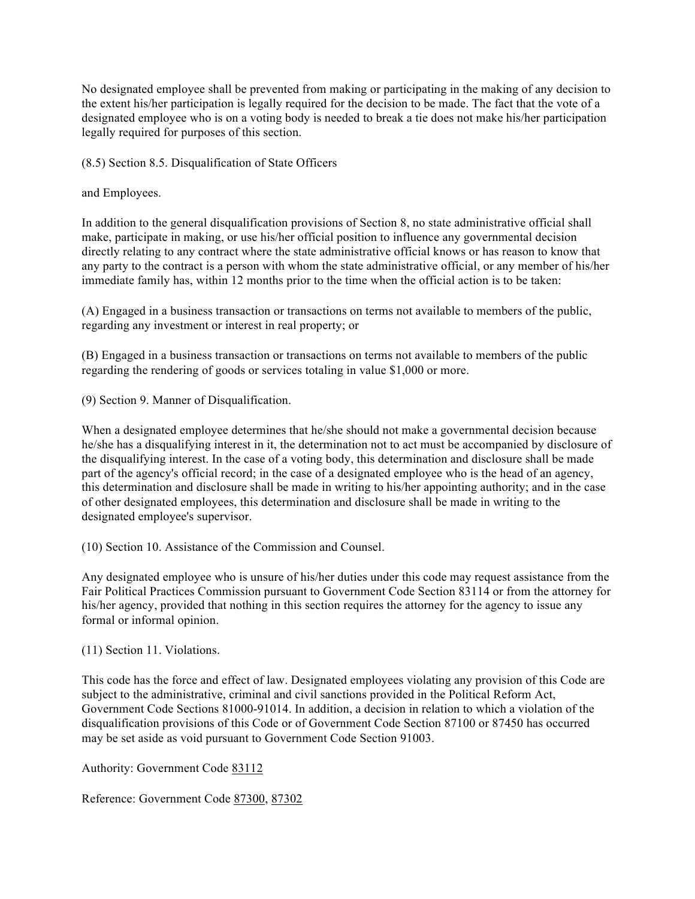No designated employee shall be prevented from making or participating in the making of any decision to the extent his/her participation is legally required for the decision to be made. The fact that the vote of a designated employee who is on a voting body is needed to break a tie does not make his/her participation legally required for purposes of this section.

(8.5) Section 8.5. Disqualification of State Officers

and Employees.

In addition to the general disqualification provisions of Section 8, no state administrative official shall make, participate in making, or use his/her official position to influence any governmental decision directly relating to any contract where the state administrative official knows or has reason to know that any party to the contract is a person with whom the state administrative official, or any member of his/her immediate family has, within 12 months prior to the time when the official action is to be taken:

(A) Engaged in a business transaction or transactions on terms not available to members of the public, regarding any investment or interest in real property; or

(B) Engaged in a business transaction or transactions on terms not available to members of the public regarding the rendering of goods or services totaling in value $1,000 or more.

(9) Section 9. Manner of Disqualification.

When a designated employee determines that he/she should not make a governmental decision because he/she has a disqualifying interest in it, the determination not to act must be accompanied by disclosure of the disqualifying interest. In the case of a voting body, this determination and disclosure shall be made part of the agency's official record; in the case of a designated employee who is the head of an agency, this determination and disclosure shall be made in writing to his/her appointing authority; and in the case of other designated employees, this determination and disclosure shall be made in writing to the designated employee's supervisor.

(10) Section 10. Assistance of the Commission and Counsel.

Any designated employee who is unsure of his/her duties under this code may request assistance from the Fair Political Practices Commission pursuant to Government Code Section 83114 or from the attorney for his/her agency, provided that nothing in this section requires the attorney for the agency to issue any formal or informal opinion.

(11) Section 11. Violations.

This code has the force and effect of law. Designated employees violating any provision of this Code are subject to the administrative, criminal and civil sanctions provided in the Political Reform Act, Government Code Sections 81000-91014. In addition, a decision in relation to which a violation of the disqualification provisions of this Code or of Government Code Section 87100 or 87450 has occurred may be set aside as void pursuant to Government Code Section 91003.

Authority: Government Code 83112

Reference: Government Code 87300, 87302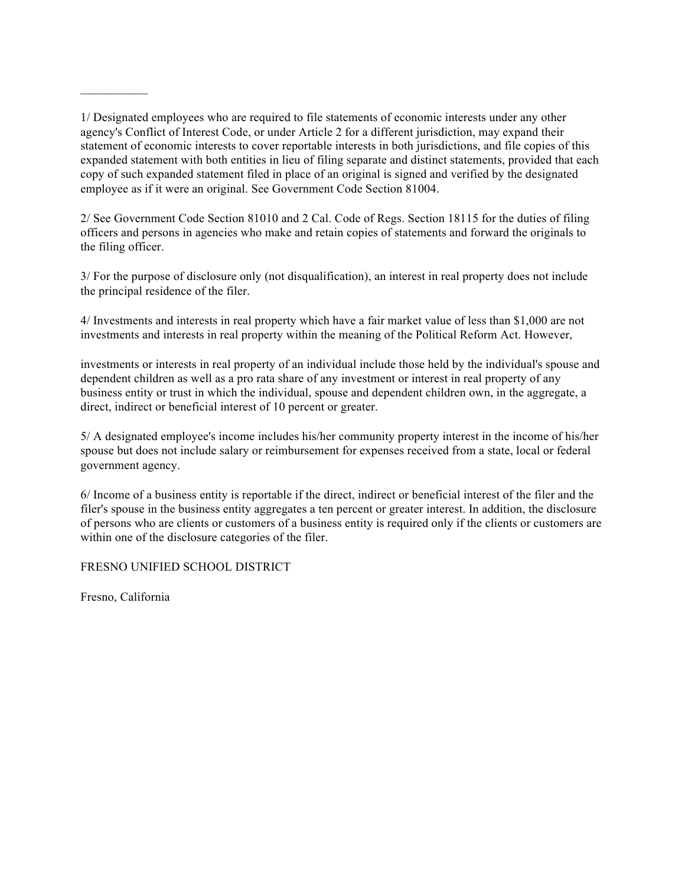\_\_\_\_\_\_\_\_\_\_\_

1/ Designated employees who are required to file statements of economic interests under any other agency's Conflict of Interest Code, or under Article 2 for a different jurisdiction, may expand their statement of economic interests to cover reportable interests in both jurisdictions, and file copies of this expanded statement with both entities in lieu of filing separate and distinct statements, provided that each copy of such expanded statement filed in place of an original is signed and verified by the designated employee as if it were an original. See Government Code Section 81004.

2/ See Government Code Section 81010 and 2 Cal. Code of Regs. Section 18115 for the duties of filing officers and persons in agencies who make and retain copies of statements and forward the originals to the filing officer.

3/ For the purpose of disclosure only (not disqualification), an interest in real property does not include the principal residence of the filer.

4/ Investments and interests in real property which have a fair market value of less than $1,000 are not investments and interests in real property within the meaning of the Political Reform Act. However,

investments or interests in real property of an individual include those held by the individual's spouse and dependent children as well as a pro rata share of any investment or interest in real property of any business entity or trust in which the individual, spouse and dependent children own, in the aggregate, a direct, indirect or beneficial interest of 10 percent or greater.

5/ A designated employee's income includes his/her community property interest in the income of his/her spouse but does not include salary or reimbursement for expenses received from a state, local or federal government agency.

6/ Income of a business entity is reportable if the direct, indirect or beneficial interest of the filer and the filer's spouse in the business entity aggregates a ten percent or greater interest. In addition, the disclosure of persons who are clients or customers of a business entity is required only if the clients or customers are within one of the disclosure categories of the filer.

FRESNO UNIFIED SCHOOL DISTRICT

Fresno, California